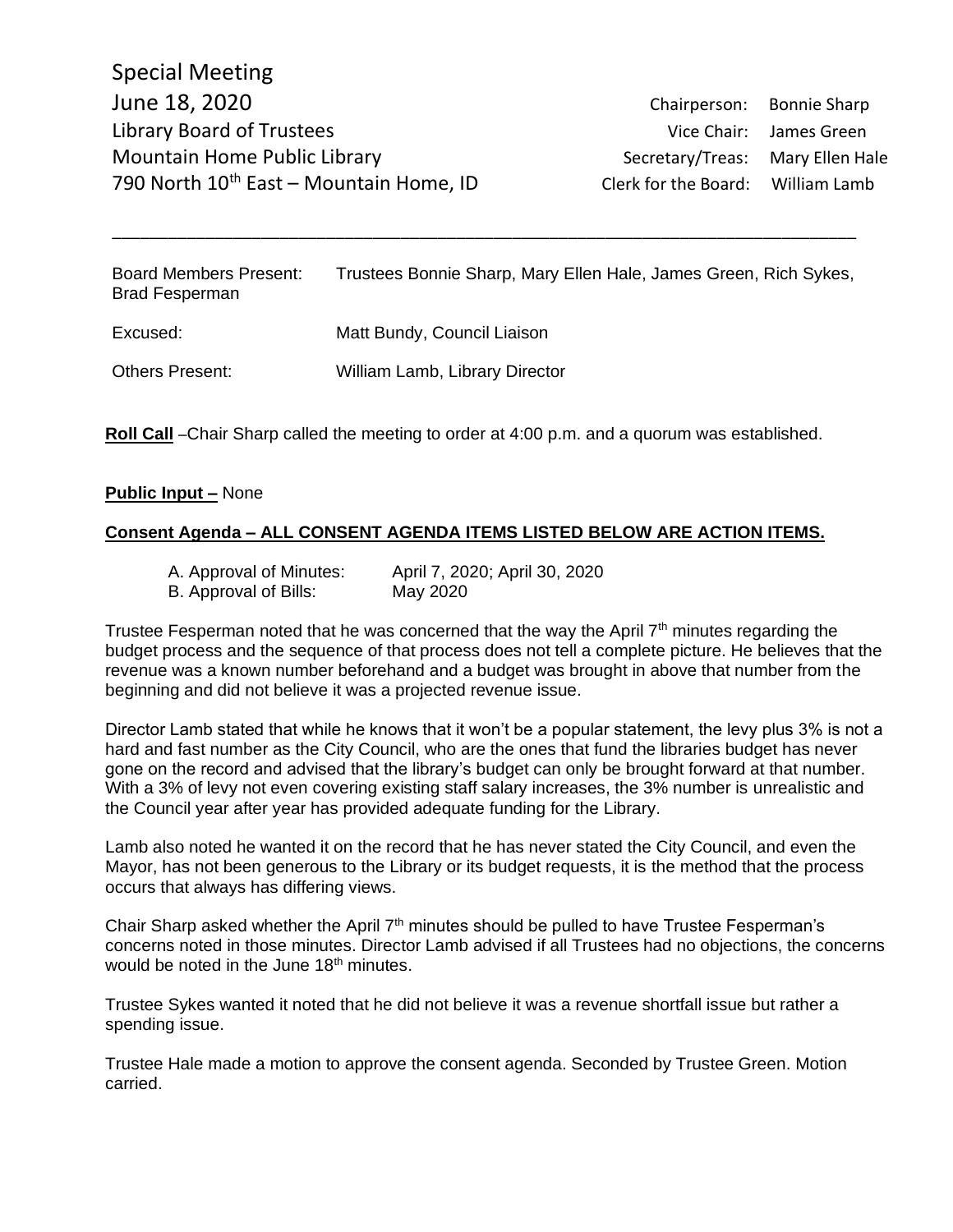Special Meeting
June 18, 2020
Library Board of Trustees
Mountain Home Public Library
790 North 10th East – Mountain Home, ID

Chairperson: Bonnie Sharp
Vice Chair: James Green
Secretary/Treas: Mary Ellen Hale
Clerk for the Board: William Lamb

---

| | |
|---|---|
| Board Members Present: | Trustees Bonnie Sharp, Mary Ellen Hale, James Green, Rich Sykes, Brad Fesperman |
| Excused: | Matt Bundy, Council Liaison |
| Others Present: | William Lamb, Library Director |

**Roll Call** –Chair Sharp called the meeting to order at 4:00 p.m. and a quorum was established.

**Public Input –** None

**Consent Agenda – ALL CONSENT AGENDA ITEMS LISTED BELOW ARE ACTION ITEMS.**

A. Approval of Minutes: April 7, 2020; April 30, 2020
B. Approval of Bills: May 2020

Trustee Fesperman noted that he was concerned that the way the April 7th minutes regarding the budget process and the sequence of that process does not tell a complete picture. He believes that the revenue was a known number beforehand and a budget was brought in above that number from the beginning and did not believe it was a projected revenue issue.

Director Lamb stated that while he knows that it won't be a popular statement, the levy plus 3% is not a hard and fast number as the City Council, who are the ones that fund the libraries budget has never gone on the record and advised that the library's budget can only be brought forward at that number. With a 3% of levy not even covering existing staff salary increases, the 3% number is unrealistic and the Council year after year has provided adequate funding for the Library.

Lamb also noted he wanted it on the record that he has never stated the City Council, and even the Mayor, has not been generous to the Library or its budget requests, it is the method that the process occurs that always has differing views.

Chair Sharp asked whether the April 7th minutes should be pulled to have Trustee Fesperman's concerns noted in those minutes. Director Lamb advised if all Trustees had no objections, the concerns would be noted in the June 18th minutes.

Trustee Sykes wanted it noted that he did not believe it was a revenue shortfall issue but rather a spending issue.

Trustee Hale made a motion to approve the consent agenda. Seconded by Trustee Green. Motion carried.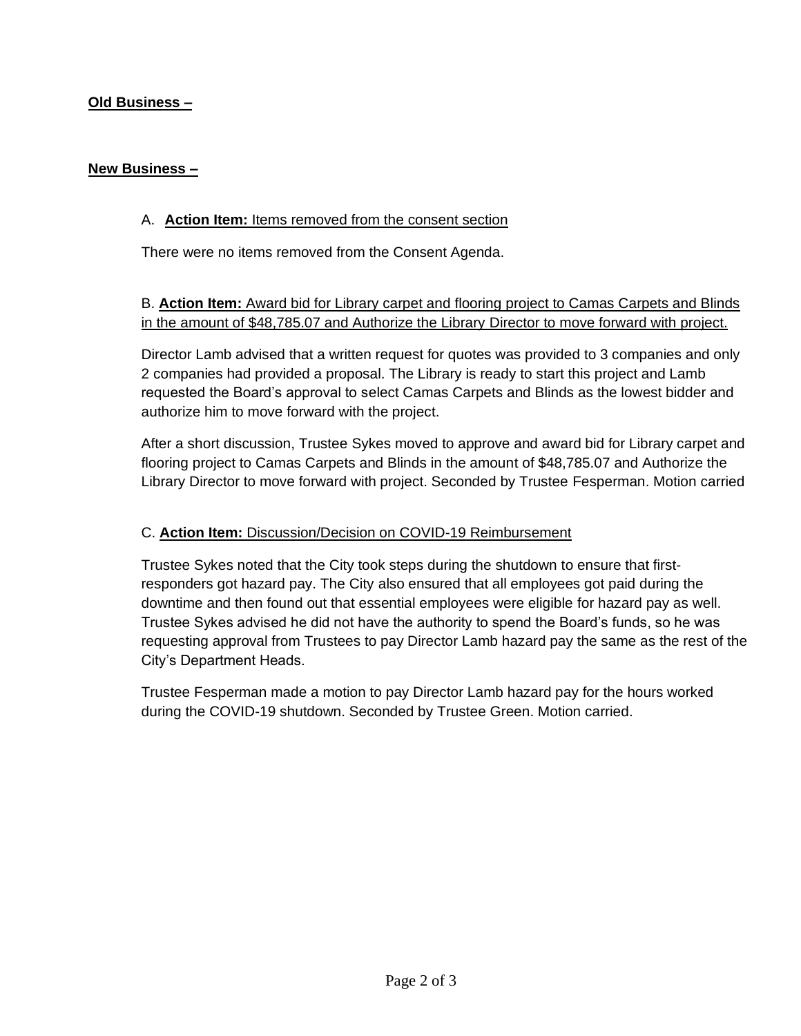**Old Business –**

**New Business –**

A. **Action Item:** Items removed from the consent section

There were no items removed from the Consent Agenda.

B. **Action Item:** Award bid for Library carpet and flooring project to Camas Carpets and Blinds in the amount of $48,785.07 and Authorize the Library Director to move forward with project.

Director Lamb advised that a written request for quotes was provided to 3 companies and only 2 companies had provided a proposal. The Library is ready to start this project and Lamb requested the Board's approval to select Camas Carpets and Blinds as the lowest bidder and authorize him to move forward with the project.

After a short discussion, Trustee Sykes moved to approve and award bid for Library carpet and flooring project to Camas Carpets and Blinds in the amount of $48,785.07 and Authorize the Library Director to move forward with project. Seconded by Trustee Fesperman. Motion carried

C. **Action Item:** Discussion/Decision on COVID-19 Reimbursement

Trustee Sykes noted that the City took steps during the shutdown to ensure that first-responders got hazard pay. The City also ensured that all employees got paid during the downtime and then found out that essential employees were eligible for hazard pay as well. Trustee Sykes advised he did not have the authority to spend the Board's funds, so he was requesting approval from Trustees to pay Director Lamb hazard pay the same as the rest of the City's Department Heads.

Trustee Fesperman made a motion to pay Director Lamb hazard pay for the hours worked during the COVID-19 shutdown. Seconded by Trustee Green. Motion carried.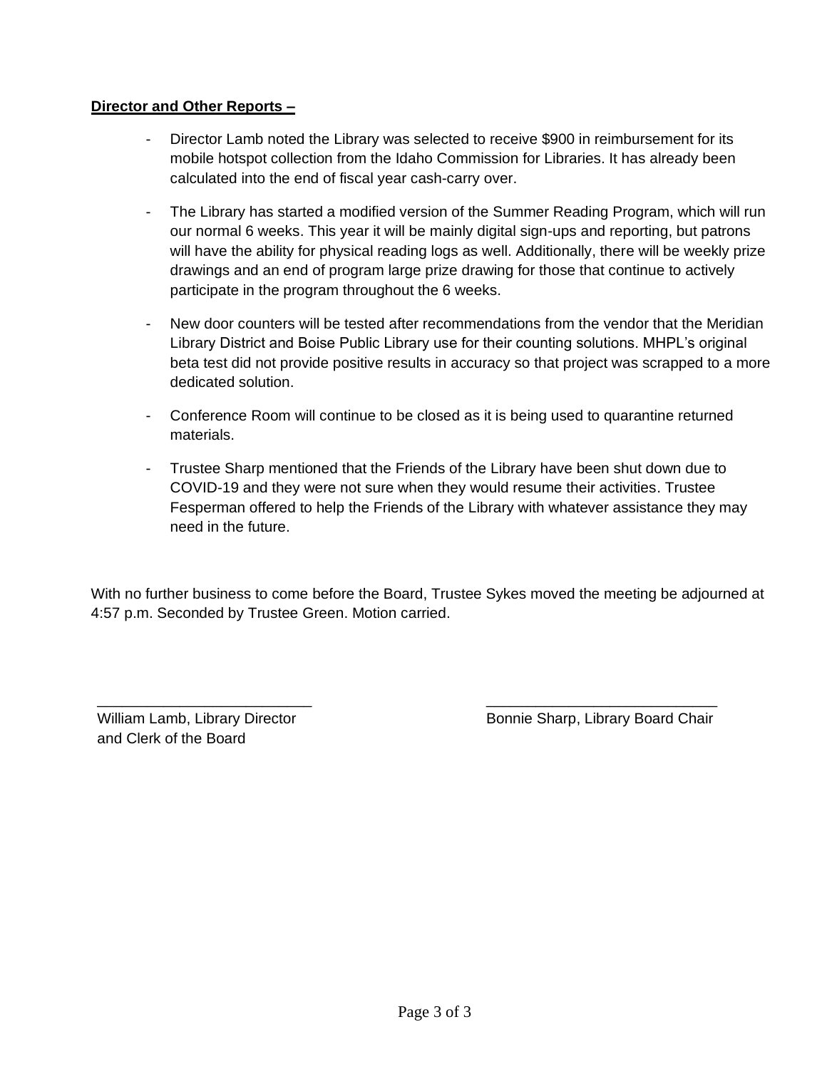**Director and Other Reports –**

- Director Lamb noted the Library was selected to receive $900 in reimbursement for its mobile hotspot collection from the Idaho Commission for Libraries. It has already been calculated into the end of fiscal year cash-carry over.

- The Library has started a modified version of the Summer Reading Program, which will run our normal 6 weeks. This year it will be mainly digital sign-ups and reporting, but patrons will have the ability for physical reading logs as well. Additionally, there will be weekly prize drawings and an end of program large prize drawing for those that continue to actively participate in the program throughout the 6 weeks.

- New door counters will be tested after recommendations from the vendor that the Meridian Library District and Boise Public Library use for their counting solutions. MHPL's original beta test did not provide positive results in accuracy so that project was scrapped to a more dedicated solution.

- Conference Room will continue to be closed as it is being used to quarantine returned materials.

- Trustee Sharp mentioned that the Friends of the Library have been shut down due to COVID-19 and they were not sure when they would resume their activities. Trustee Fesperman offered to help the Friends of the Library with whatever assistance they may need in the future.

With no further business to come before the Board, Trustee Sykes moved the meeting be adjourned at 4:57 p.m. Seconded by Trustee Green. Motion carried.

\_\_\_\_\_\_\_\_\_\_\_\_\_\_\_\_\_\_\_\_\_\_\_\_\_\_
William Lamb, Library Director
and Clerk of the Board

\_\_\_\_\_\_\_\_\_\_\_\_\_\_\_\_\_\_\_\_\_\_\_\_\_\_\_\_
Bonnie Sharp, Library Board Chair